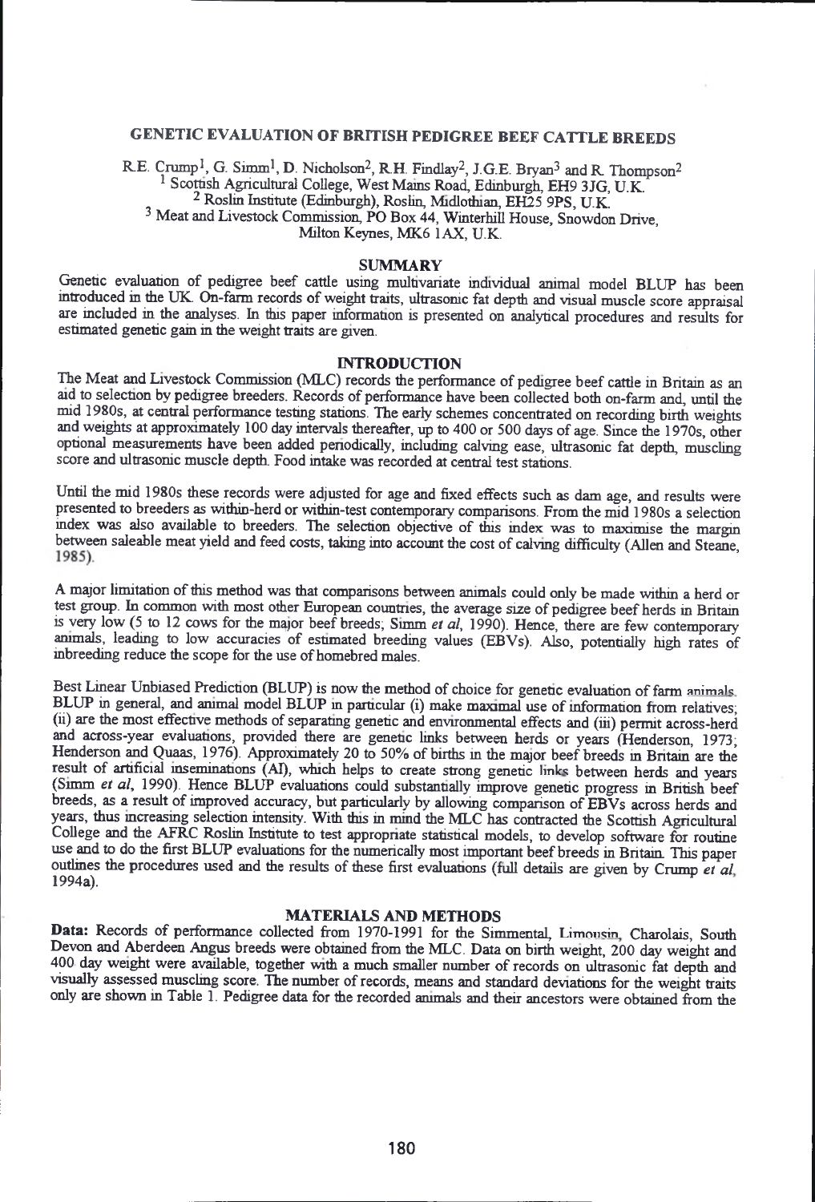# GENETIC EVALUATION OF BRITISH PEDIGREE BEEF CATTLE BREEDS

R.E. Crump[1], G. Simm[1], D. Nicholson[2], R.H. Findlay[2], J.G.E. Bryan[3] and R. Thompson[2]

[1] Scottish Agricultural College, West Mains Road, Edinburgh, EH9 3JG, U.K.
[2] Roslin Institute (Edinburgh), Roslin, Midlothian, EH25 9PS, U.K.
[3] Meat and Livestock Commission, PO Box 44, Winterhill House, Snowdon Drive, Milton Keynes, MK6 1AX, U.K.

## SUMMARY

Genetic evaluation of pedigree beef cattle using multivariate individual animal model BLUP has been introduced in the UK. On-farm records of weight traits, ultrasonic fat depth and visual muscle score appraisal are included in the analyses. In this paper information is presented on analytical procedures and results for estimated genetic gain in the weight traits are given.

## INTRODUCTION

The Meat and Livestock Commission (MLC) records the performance of pedigree beef cattle in Britain as an aid to selection by pedigree breeders. Records of performance have been collected both on-farm and, until the mid 1980s, at central performance testing stations. The early schemes concentrated on recording birth weights and weights at approximately 100 day intervals thereafter, up to 400 or 500 days of age. Since the 1970s, other optional measurements have been added periodically, including calving ease, ultrasonic fat depth, muscling score and ultrasonic muscle depth. Food intake was recorded at central test stations.

Until the mid 1980s these records were adjusted for age and fixed effects such as dam age, and results were presented to breeders as within-herd or within-test contemporary comparisons. From the mid 1980s a selection index was also available to breeders. The selection objective of this index was to maximise the margin between saleable meat yield and feed costs, taking into account the cost of calving difficulty (Allen and Steane, 1985).

A major limitation of this method was that comparisons between animals could only be made within a herd or test group. In common with most other European countries, the average size of pedigree beef herds in Britain is very low (5 to 12 cows for the major beef breeds; Simm *et al*, 1990). Hence, there are few contemporary animals, leading to low accuracies of estimated breeding values (EBVs). Also, potentially high rates of inbreeding reduce the scope for the use of homebred males.

Best Linear Unbiased Prediction (BLUP) is now the method of choice for genetic evaluation of farm animals. BLUP in general, and animal model BLUP in particular (i) make maximal use of information from relatives; (ii) are the most effective methods of separating genetic and environmental effects and (iii) permit across-herd and across-year evaluations, provided there are genetic links between herds or years (Henderson, 1973; Henderson and Quaas, 1976). Approximately 20 to 50% of births in the major beef breeds in Britain are the result of artificial inseminations (AI), which helps to create strong genetic links between herds and years (Simm *et al*, 1990). Hence BLUP evaluations could substantially improve genetic progress in British beef breeds, as a result of improved accuracy, but particularly by allowing comparison of EBVs across herds and years, thus increasing selection intensity. With this in mind the MLC has contracted the Scottish Agricultural College and the AFRC Roslin Institute to test appropriate statistical models, to develop software for routine use and to do the first BLUP evaluations for the numerically most important beef breeds in Britain. This paper outlines the procedures used and the results of these first evaluations (full details are given by Crump *et al*, 1994a).

## MATERIALS AND METHODS

**Data:** Records of performance collected from 1970-1991 for the Simmental, Limousin, Charolais, South Devon and Aberdeen Angus breeds were obtained from the MLC. Data on birth weight, 200 day weight and 400 day weight were available, together with a much smaller number of records on ultrasonic fat depth and visually assessed muscling score. The number of records, means and standard deviations for the weight traits only are shown in Table 1. Pedigree data for the recorded animals and their ancestors were obtained from the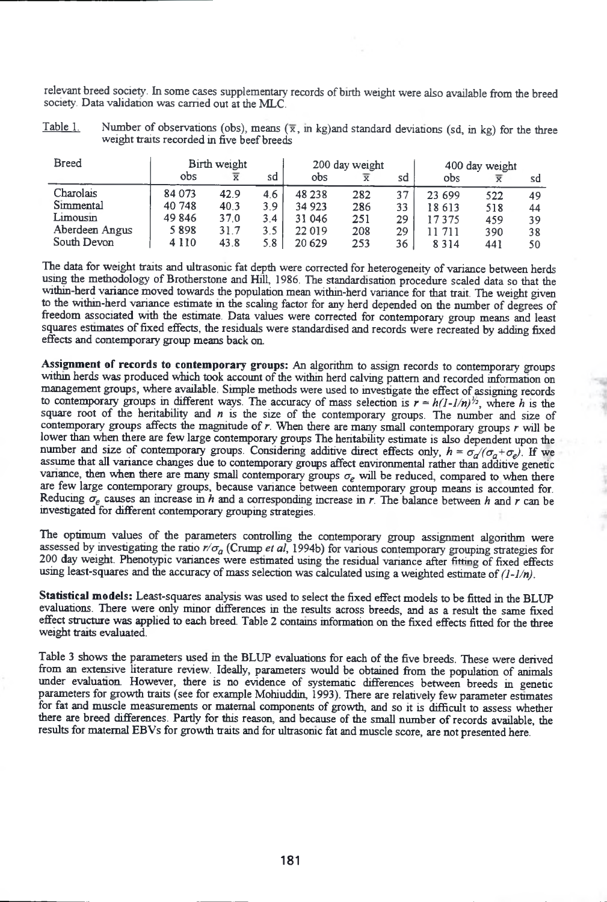relevant breed society. In some cases supplementary records of birth weight were also available from the breed society. Data validation was carried out at the MLC.

Table 1. Number of observations (obs), means ($\bar{x}$, in kg)and standard deviations (sd, in kg) for the three weight traits recorded in five beef breeds

| Breed | Birth weight | | | 200 day weight | | | 400 day weight | | |
|---|---|---|---|---|---|---|---|---|---|
| | obs | $\bar{x}$ | sd | obs | $\bar{x}$ | sd | obs | $\bar{x}$ | sd |
| Charolais | 84 073 | 42.9 | 4.6 | 48 238 | 282 | 37 | 23 699 | 522 | 49 |
| Simmental | 40 748 | 40.3 | 3.9 | 34 923 | 286 | 33 | 18 613 | 518 | 44 |
| Limousin | 49 846 | 37.0 | 3.4 | 31 046 | 251 | 29 | 17 375 | 459 | 39 |
| Aberdeen Angus | 5 898 | 31.7 | 3.5 | 22 019 | 208 | 29 | 11 711 | 390 | 38 |
| South Devon | 4 110 | 43.8 | 5.8 | 20 629 | 253 | 36 | 8 314 | 441 | 50 |

The data for weight traits and ultrasonic fat depth were corrected for heterogeneity of variance between herds using the methodology of Brotherstone and Hill, 1986. The standardisation procedure scaled data so that the within-herd variance moved towards the population mean within-herd variance for that trait. The weight given to the within-herd variance estimate in the scaling factor for any herd depended on the number of degrees of freedom associated with the estimate. Data values were corrected for contemporary group means and least squares estimates of fixed effects, the residuals were standardised and records were recreated by adding fixed effects and contemporary group means back on.

**Assignment of records to contemporary groups:** An algorithm to assign records to contemporary groups within herds was produced which took account of the within herd calving pattern and recorded information on management groups, where available. Simple methods were used to investigate the effect of assigning records to contemporary groups in different ways. The accuracy of mass selection is $r = h(1-1/n)^{1/2}$, where $h$ is the square root of the heritability and $n$ is the size of the contemporary groups. The number and size of contemporary groups affects the magnitude of $r$. When there are many small contemporary groups $r$ will be lower than when there are few large contemporary groups The heritability estimate is also dependent upon the number and size of contemporary groups. Considering additive direct effects only, $h = \sigma_a/(\sigma_a+\sigma_e)$. If we assume that all variance changes due to contemporary groups affect environmental rather than additive genetic variance, then when there are many small contemporary groups $\sigma_e$ will be reduced, compared to when there are few large contemporary groups, because variance between contemporary group means is accounted for. Reducing $\sigma_e$ causes an increase in $h$ and a corresponding increase in $r$. The balance between $h$ and $r$ can be investigated for different contemporary grouping strategies.

The optimum values of the parameters controlling the contemporary group assignment algorithm were assessed by investigating the ratio $r/\sigma_a$ (Crump *et al*, 1994b) for various contemporary grouping strategies for 200 day weight. Phenotypic variances were estimated using the residual variance after fitting of fixed effects using least-squares and the accuracy of mass selection was calculated using a weighted estimate of $(1-1/n)$.

**Statistical models:** Least-squares analysis was used to select the fixed effect models to be fitted in the BLUP evaluations. There were only minor differences in the results across breeds, and as a result the same fixed effect structure was applied to each breed. Table 2 contains information on the fixed effects fitted for the three weight traits evaluated.

Table 3 shows the parameters used in the BLUP evaluations for each of the five breeds. These were derived from an extensive literature review. Ideally, parameters would be obtained from the population of animals under evaluation. However, there is no evidence of systematic differences between breeds in genetic parameters for growth traits (see for example Mohiuddin, 1993). There are relatively few parameter estimates for fat and muscle measurements or maternal components of growth, and so it is difficult to assess whether there are breed differences. Partly for this reason, and because of the small number of records available, the results for maternal EBVs for growth traits and for ultrasonic fat and muscle score, are not presented here.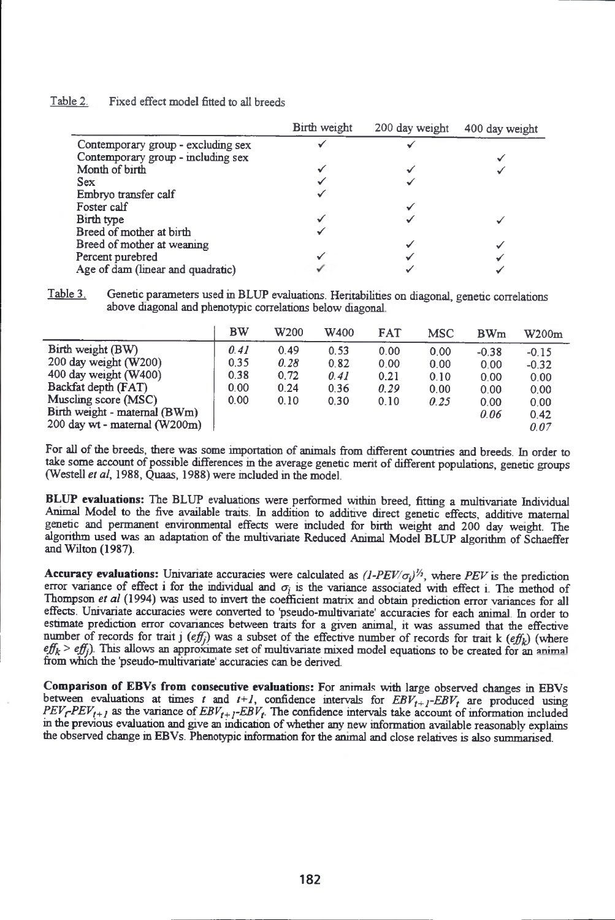Table 2. Fixed effect model fitted to all breeds

| | Birth weight | 200 day weight | 400 day weight |
|---|---|---|---|
| Contemporary group - excluding sex | ✓ | ✓ | |
| Contemporary group - including sex | | | ✓ |
| Month of birth | ✓ | ✓ | ✓ |
| Sex | ✓ | ✓ | |
| Embryo transfer calf | ✓ | | |
| Foster calf | | ✓ | |
| Birth type | ✓ | ✓ | ✓ |
| Breed of mother at birth | ✓ | | |
| Breed of mother at weaning | | ✓ | ✓ |
| Percent purebred | ✓ | ✓ | ✓ |
| Age of dam (linear and quadratic) | ✓ | ✓ | ✓ |

Table 3. Genetic parameters used in BLUP evaluations. Heritabilities on diagonal, genetic correlations above diagonal and phenotypic correlations below diagonal.

| | BW | W200 | W400 | FAT | MSC | BWm | W200m |
|---|---|---|---|---|---|---|---|
| Birth weight (BW) | *0.41* | 0.49 | 0.53 | 0.00 | 0.00 | -0.38 | -0.15 |
| 200 day weight (W200) | 0.35 | *0.28* | 0.82 | 0.00 | 0.00 | 0.00 | -0.32 |
| 400 day weight (W400) | 0.38 | 0.72 | *0.41* | 0.21 | 0.10 | 0.00 | 0.00 |
| Backfat depth (FAT) | 0.00 | 0.24 | 0.36 | *0.29* | 0.00 | 0.00 | 0.00 |
| Muscling score (MSC) | 0.00 | 0.10 | 0.30 | 0.10 | *0.25* | 0.00 | 0.00 |
| Birth weight - maternal (BWm) | | | | | | *0.06* | 0.42 |
| 200 day wt - maternal (W200m) | | | | | | | *0.07* |

For all of the breeds, there was some importation of animals from different countries and breeds. In order to take some account of possible differences in the average genetic merit of different populations, genetic groups (Westell *et al*, 1988, Quaas, 1988) were included in the model.

**BLUP evaluations:** The BLUP evaluations were performed within breed, fitting a multivariate Individual Animal Model to the five available traits. In addition to additive direct genetic effects, additive maternal genetic and permanent environmental effects were included for birth weight and 200 day weight. The algorithm used was an adaptation of the multivariate Reduced Animal Model BLUP algorithm of Schaeffer and Wilton (1987).

**Accuracy evaluations:** Univariate accuracies were calculated as $(1\text{-}PEV/\sigma_i)^{1/2}$, where $PEV$ is the prediction error variance of effect i for the individual and $\sigma_i$ is the variance associated with effect i. The method of Thompson *et al* (1994) was used to invert the coefficient matrix and obtain prediction error variances for all effects. Univariate accuracies were converted to 'pseudo-multivariate' accuracies for each animal. In order to estimate prediction error covariances between traits for a given animal, it was assumed that the effective number of records for trait j ($eff_j$) was a subset of the effective number of records for trait k ($eff_k$) (where $eff_k > eff_j$). This allows an approximate set of multivariate mixed model equations to be created for an animal from which the 'pseudo-multivariate' accuracies can be derived.

**Comparison of EBVs from consecutive evaluations:** For animals with large observed changes in EBVs between evaluations at times $t$ and $t+1$, confidence intervals for $EBV_{t+1}\text{-}EBV_t$ are produced using $PEV_t\text{-}PEV_{t+1}$ as the variance of $EBV_{t+1}\text{-}EBV_t$. The confidence intervals take account of information included in the previous evaluation and give an indication of whether any new information available reasonably explains the observed change in EBVs. Phenotypic information for the animal and close relatives is also summarised.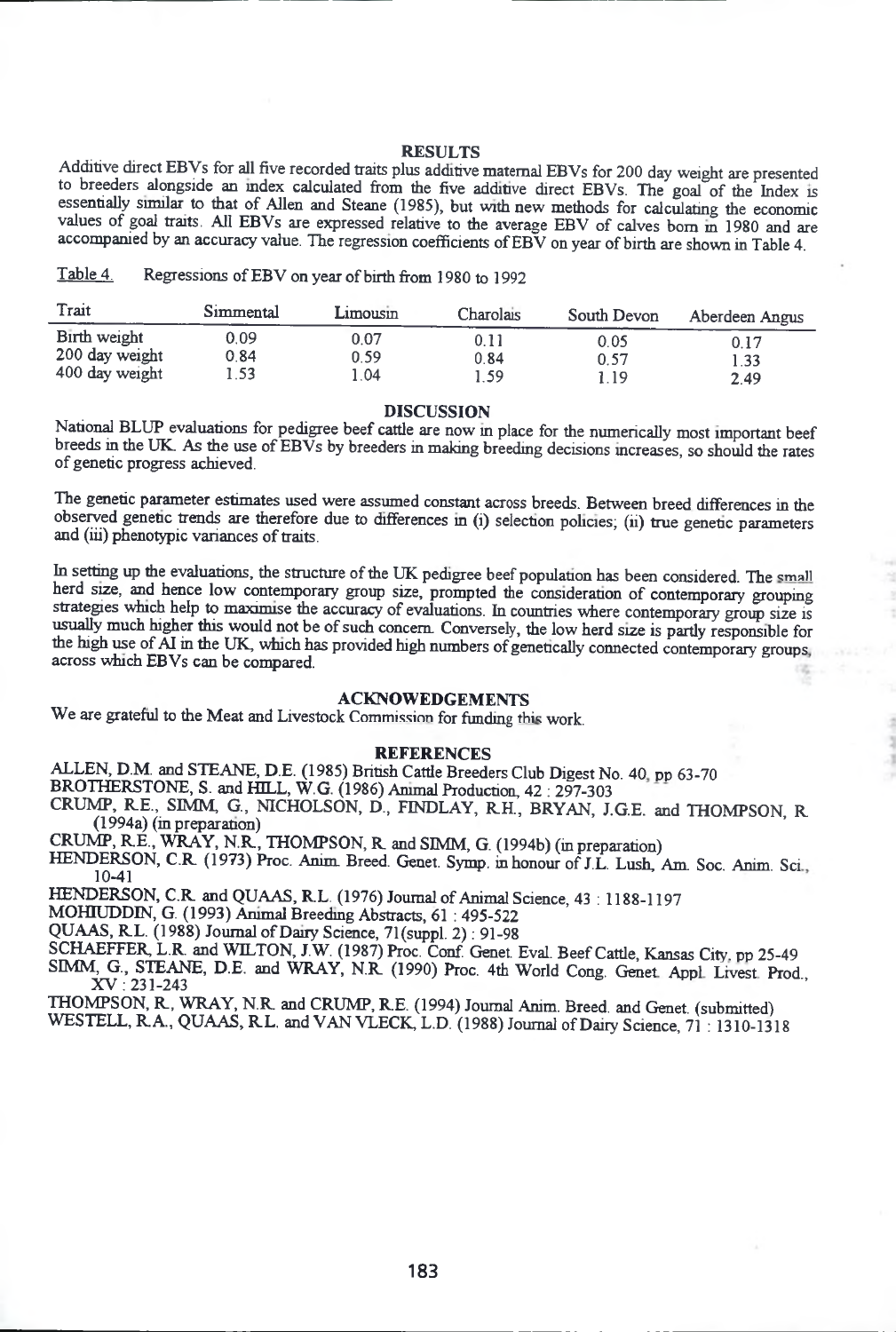## RESULTS

Additive direct EBVs for all five recorded traits plus additive maternal EBVs for 200 day weight are presented to breeders alongside an index calculated from the five additive direct EBVs. The goal of the Index is essentially similar to that of Allen and Steane (1985), but with new methods for calculating the economic values of goal traits. All EBVs are expressed relative to the average EBV of calves born in 1980 and are accompanied by an accuracy value. The regression coefficients of EBV on year of birth are shown in Table 4.

Table 4. Regressions of EBV on year of birth from 1980 to 1992

| Trait | Simmental | Limousin | Charolais | South Devon | Aberdeen Angus |
|---|---|---|---|---|---|
| Birth weight | 0.09 | 0.07 | 0.11 | 0.05 | 0.17 |
| 200 day weight | 0.84 | 0.59 | 0.84 | 0.57 | 1.33 |
| 400 day weight | 1.53 | 1.04 | 1.59 | 1.19 | 2.49 |

## DISCUSSION

National BLUP evaluations for pedigree beef cattle are now in place for the numerically most important beef breeds in the UK. As the use of EBVs by breeders in making breeding decisions increases, so should the rates of genetic progress achieved.

The genetic parameter estimates used were assumed constant across breeds. Between breed differences in the observed genetic trends are therefore due to differences in (i) selection policies; (ii) true genetic parameters and (iii) phenotypic variances of traits.

In setting up the evaluations, the structure of the UK pedigree beef population has been considered. The small herd size, and hence low contemporary group size, prompted the consideration of contemporary grouping strategies which help to maximise the accuracy of evaluations. In countries where contemporary group size is usually much higher this would not be of such concern. Conversely, the low herd size is partly responsible for the high use of AI in the UK, which has provided high numbers of genetically connected contemporary groups, across which EBVs can be compared.

## ACKNOWEDGEMENTS

We are grateful to the Meat and Livestock Commission for funding this work.

## REFERENCES

ALLEN, D.M. and STEANE, D.E. (1985) British Cattle Breeders Club Digest No. 40, pp 63-70

BROTHERSTONE, S. and HILL, W.G. (1986) Animal Production, 42 : 297-303

CRUMP, R.E., SIMM, G., NICHOLSON, D., FINDLAY, R.H., BRYAN, J.G.E. and THOMPSON, R. (1994a) (in preparation)

CRUMP, R.E., WRAY, N.R., THOMPSON, R. and SIMM, G. (1994b) (in preparation)

HENDERSON, C.R. (1973) Proc. Anim. Breed. Genet. Symp. in honour of J.L. Lush, Am. Soc. Anim. Sci., 10-41

HENDERSON, C.R. and QUAAS, R.L. (1976) Journal of Animal Science, 43 : 1188-1197

MOHIUDDIN, G. (1993) Animal Breeding Abstracts, 61 : 495-522

QUAAS, R.L. (1988) Journal of Dairy Science, 71(suppl. 2) : 91-98

SCHAEFFER, L.R. and WILTON, J.W. (1987) Proc. Conf. Genet. Eval. Beef Cattle, Kansas City, pp 25-49

SIMM, G., STEANE, D.E. and WRAY, N.R. (1990) Proc. 4th World Cong. Genet. Appl. Livest. Prod., XV : 231-243

THOMPSON, R., WRAY, N.R. and CRUMP, R.E. (1994) Journal Anim. Breed. and Genet. (submitted)

WESTELL, R.A., QUAAS, R.L. and VAN VLECK, L.D. (1988) Journal of Dairy Science, 71 : 1310-1318